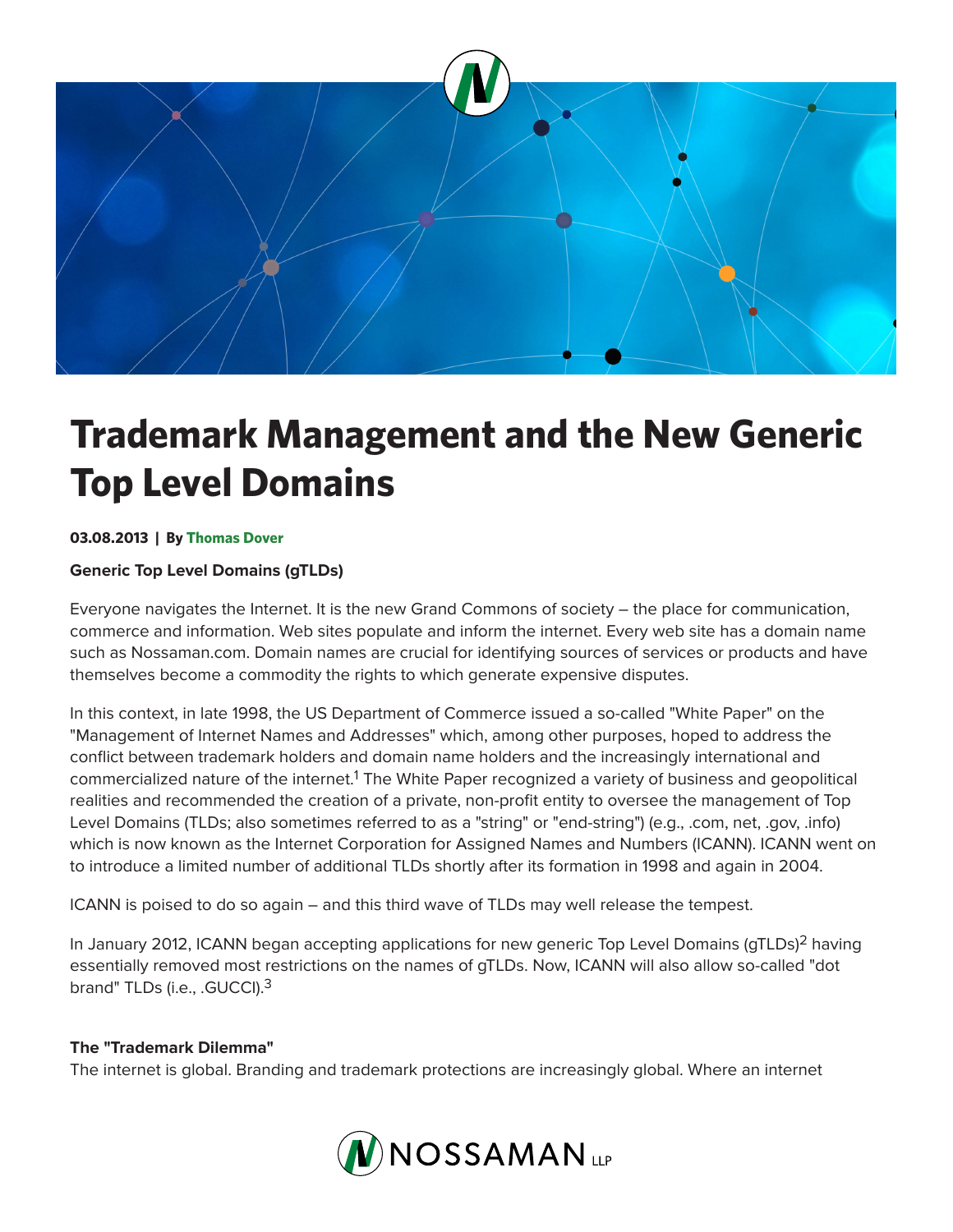// Trademark Management and the New Generic Top Level Domains

**03.08.2013 | By Thomas Dover**

**Generic Top Level Domains (gTLDs)**

Everyone navigates the Internet. It is the new Grand Commons of society – the place for communication, commerce and information. Web sites populate and inform the internet. Every web site has a domain name such as Nossaman.com. Domain names are crucial for identifying sources of services or products and have themselves become a commodity the rights to which generate expensive disputes.

In this context, in late 1998, the US Department of Commerce issued a so-called "White Paper" on the "Management of Internet Names and Addresses" which, among other purposes, hoped to address the conflict between trademark holders and domain name holders and the increasingly international and commercialized nature of the internet.[1] The White Paper recognized a variety of business and geopolitical realities and recommended the creation of a private, non-profit entity to oversee the management of Top Level Domains (TLDs; also sometimes referred to as a "string" or "end-string") (e.g., .com, net, .gov, .info) which is now known as the Internet Corporation for Assigned Names and Numbers (ICANN). ICANN went on to introduce a limited number of additional TLDs shortly after its formation in 1998 and again in 2004.

ICANN is poised to do so again – and this third wave of TLDs may well release the tempest.

In January 2012, ICANN began accepting applications for new generic Top Level Domains (gTLDs)[2] having essentially removed most restrictions on the names of gTLDs. Now, ICANN will also allow so-called "dot brand" TLDs (i.e., .GUCCI).[3]

**The "Trademark Dilemma"**

The internet is global. Branding and trademark protections are increasingly global. Where an internet

# Trademark Management and the New Generic Top Level Domains

**03.08.2013 | By Thomas Dover**

**Generic Top Level Domains (gTLDs)**

Everyone navigates the Internet. It is the new Grand Commons of society – the place for communication, commerce and information. Web sites populate and inform the internet. Every web site has a domain name such as Nossaman.com. Domain names are crucial for identifying sources of services or products and have themselves become a commodity the rights to which generate expensive disputes.

In this context, in late 1998, the US Department of Commerce issued a so-called "White Paper" on the "Management of Internet Names and Addresses" which, among other purposes, hoped to address the conflict between trademark holders and domain name holders and the increasingly international and commercialized nature of the internet.[1] The White Paper recognized a variety of business and geopolitical realities and recommended the creation of a private, non-profit entity to oversee the management of Top Level Domains (TLDs; also sometimes referred to as a "string" or "end-string") (e.g., .com, net, .gov, .info) which is now known as the Internet Corporation for Assigned Names and Numbers (ICANN). ICANN went on to introduce a limited number of additional TLDs shortly after its formation in 1998 and again in 2004.

ICANN is poised to do so again – and this third wave of TLDs may well release the tempest.

In January 2012, ICANN began accepting applications for new generic Top Level Domains (gTLDs)[2] having essentially removed most restrictions on the names of gTLDs. Now, ICANN will also allow so-called "dot brand" TLDs (i.e., .GUCCI).[3]

**The "Trademark Dilemma"**

The internet is global. Branding and trademark protections are increasingly global. Where an internet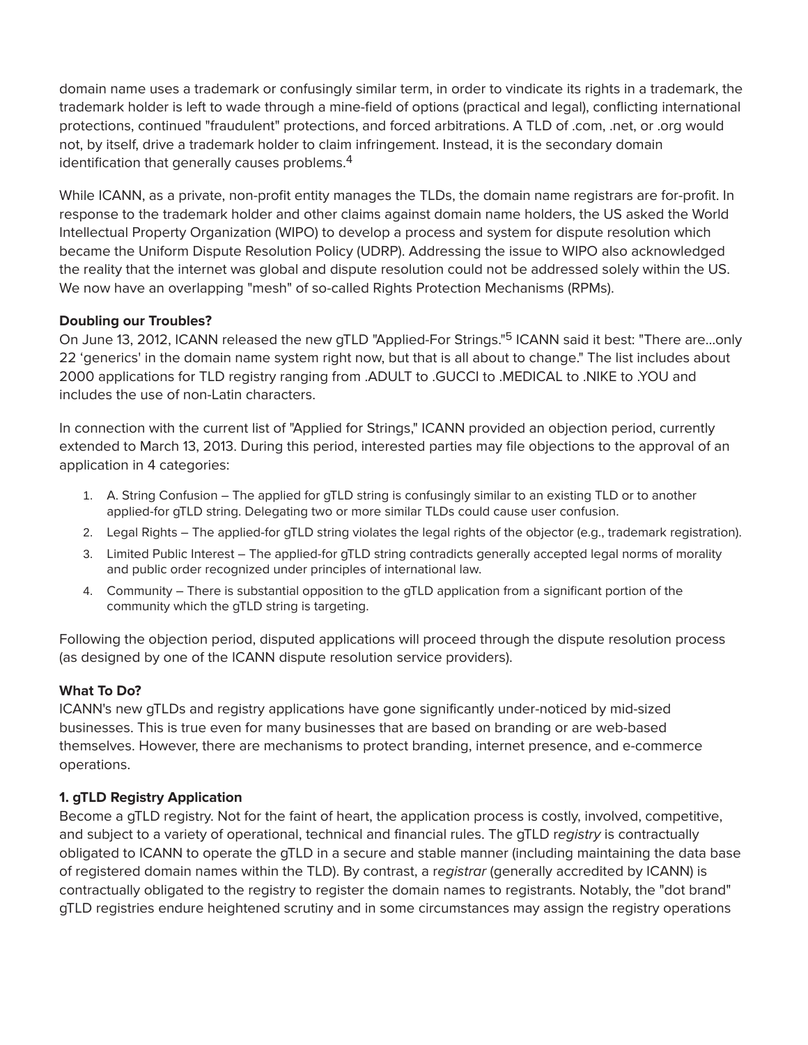domain name uses a trademark or confusingly similar term, in order to vindicate its rights in a trademark, the trademark holder is left to wade through a mine-field of options (practical and legal), conflicting international protections, continued "fraudulent" protections, and forced arbitrations. A TLD of .com, .net, or .org would not, by itself, drive a trademark holder to claim infringement. Instead, it is the secondary domain identification that generally causes problems.[4]

While ICANN, as a private, non-profit entity manages the TLDs, the domain name registrars are for-profit. In response to the trademark holder and other claims against domain name holders, the US asked the World Intellectual Property Organization (WIPO) to develop a process and system for dispute resolution which became the Uniform Dispute Resolution Policy (UDRP). Addressing the issue to WIPO also acknowledged the reality that the internet was global and dispute resolution could not be addressed solely within the US. We now have an overlapping "mesh" of so-called Rights Protection Mechanisms (RPMs).

**Doubling our Troubles?**

On June 13, 2012, ICANN released the new gTLD "Applied-For Strings."[5] ICANN said it best: "There are...only 22 'generics' in the domain name system right now, but that is all about to change." The list includes about 2000 applications for TLD registry ranging from .ADULT to .GUCCI to .MEDICAL to .NIKE to .YOU and includes the use of non-Latin characters.

In connection with the current list of "Applied for Strings," ICANN provided an objection period, currently extended to March 13, 2013. During this period, interested parties may file objections to the approval of an application in 4 categories:

1. A. String Confusion – The applied for gTLD string is confusingly similar to an existing TLD or to another applied-for gTLD string. Delegating two or more similar TLDs could cause user confusion.
2. Legal Rights – The applied-for gTLD string violates the legal rights of the objector (e.g., trademark registration).
3. Limited Public Interest – The applied-for gTLD string contradicts generally accepted legal norms of morality and public order recognized under principles of international law.
4. Community – There is substantial opposition to the gTLD application from a significant portion of the community which the gTLD string is targeting.

Following the objection period, disputed applications will proceed through the dispute resolution process (as designed by one of the ICANN dispute resolution service providers).

**What To Do?**

ICANN's new gTLDs and registry applications have gone significantly under-noticed by mid-sized businesses. This is true even for many businesses that are based on branding or are web-based themselves. However, there are mechanisms to protect branding, internet presence, and e-commerce operations.

**1. gTLD Registry Application**

Become a gTLD registry. Not for the faint of heart, the application process is costly, involved, competitive, and subject to a variety of operational, technical and financial rules. The gTLD r*egistry* is contractually obligated to ICANN to operate the gTLD in a secure and stable manner (including maintaining the data base of registered domain names within the TLD). By contrast, a r*egistrar* (generally accredited by ICANN) is contractually obligated to the registry to register the domain names to registrants. Notably, the "dot brand" gTLD registries endure heightened scrutiny and in some circumstances may assign the registry operations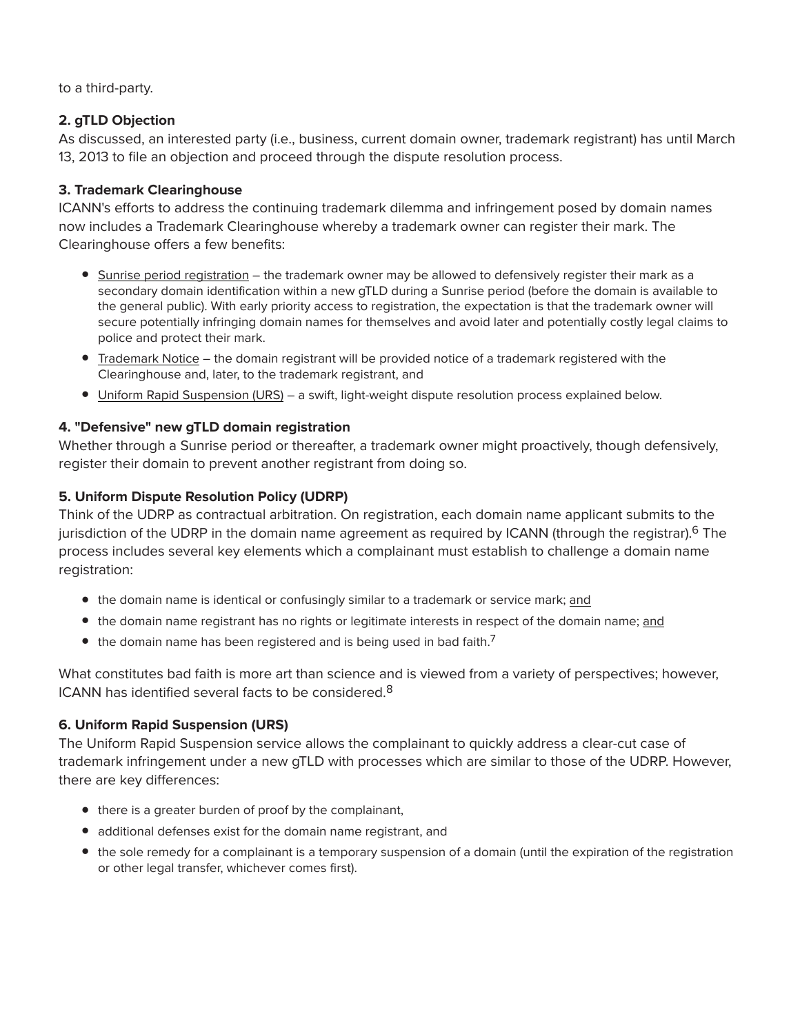to a third-party.

**2. gTLD Objection**

As discussed, an interested party (i.e., business, current domain owner, trademark registrant) has until March 13, 2013 to file an objection and proceed through the dispute resolution process.

**3. Trademark Clearinghouse**

ICANN's efforts to address the continuing trademark dilemma and infringement posed by domain names now includes a Trademark Clearinghouse whereby a trademark owner can register their mark. The Clearinghouse offers a few benefits:

- Sunrise period registration – the trademark owner may be allowed to defensively register their mark as a secondary domain identification within a new gTLD during a Sunrise period (before the domain is available to the general public). With early priority access to registration, the expectation is that the trademark owner will secure potentially infringing domain names for themselves and avoid later and potentially costly legal claims to police and protect their mark.
- Trademark Notice – the domain registrant will be provided notice of a trademark registered with the Clearinghouse and, later, to the trademark registrant, and
- Uniform Rapid Suspension (URS) – a swift, light-weight dispute resolution process explained below.

**4. "Defensive" new gTLD domain registration**

Whether through a Sunrise period or thereafter, a trademark owner might proactively, though defensively, register their domain to prevent another registrant from doing so.

**5. Uniform Dispute Resolution Policy (UDRP)**

Think of the UDRP as contractual arbitration. On registration, each domain name applicant submits to the jurisdiction of the UDRP in the domain name agreement as required by ICANN (through the registrar).[6] The process includes several key elements which a complainant must establish to challenge a domain name registration:

- the domain name is identical or confusingly similar to a trademark or service mark; and
- the domain name registrant has no rights or legitimate interests in respect of the domain name; and
- the domain name has been registered and is being used in bad faith.[7]

What constitutes bad faith is more art than science and is viewed from a variety of perspectives; however, ICANN has identified several facts to be considered.[8]

**6. Uniform Rapid Suspension (URS)**

The Uniform Rapid Suspension service allows the complainant to quickly address a clear-cut case of trademark infringement under a new gTLD with processes which are similar to those of the UDRP. However, there are key differences:

- there is a greater burden of proof by the complainant,
- additional defenses exist for the domain name registrant, and
- the sole remedy for a complainant is a temporary suspension of a domain (until the expiration of the registration or other legal transfer, whichever comes first).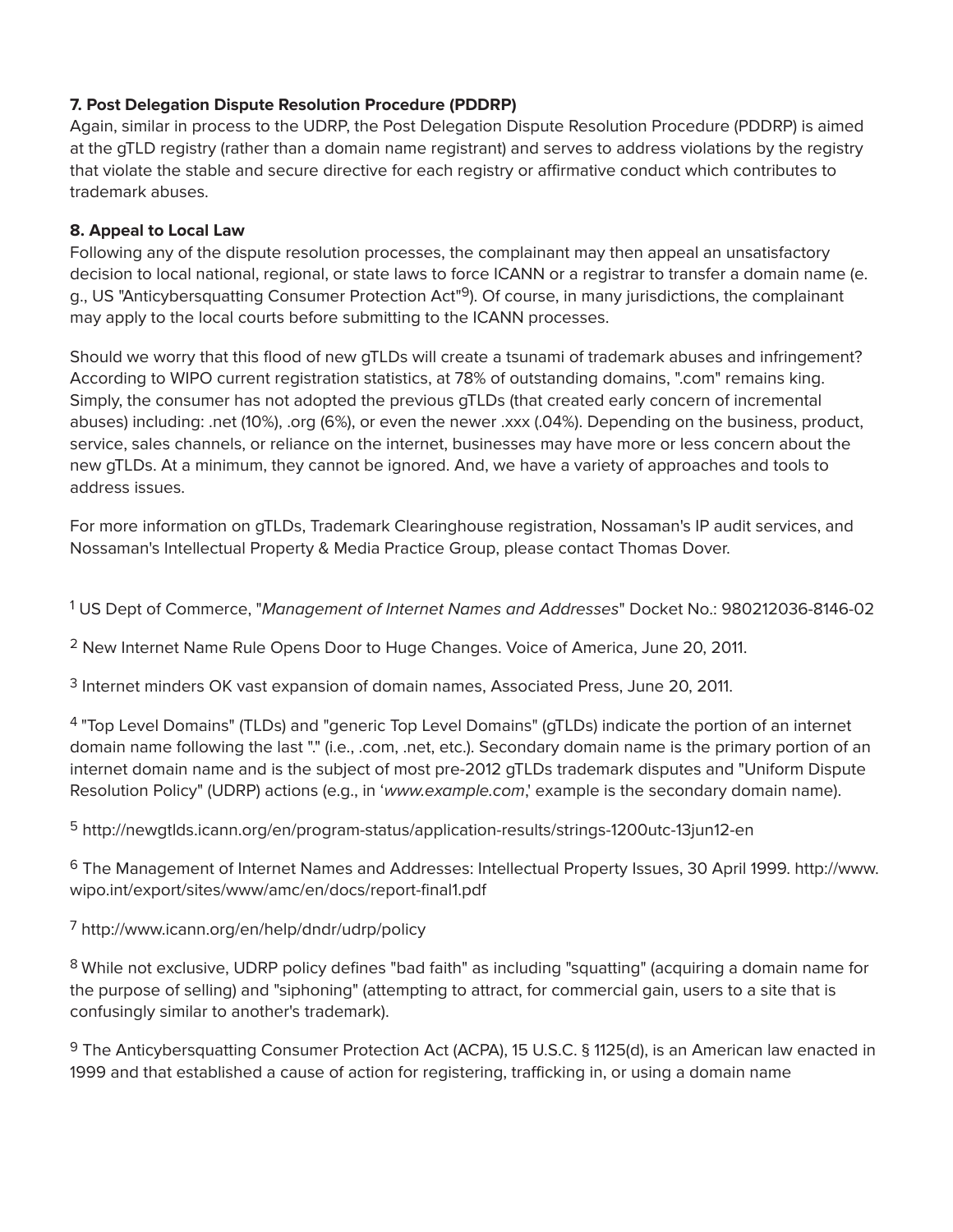**7. Post Delegation Dispute Resolution Procedure (PDDRP)**

Again, similar in process to the UDRP, the Post Delegation Dispute Resolution Procedure (PDDRP) is aimed at the gTLD registry (rather than a domain name registrant) and serves to address violations by the registry that violate the stable and secure directive for each registry or affirmative conduct which contributes to trademark abuses.

**8. Appeal to Local Law**

Following any of the dispute resolution processes, the complainant may then appeal an unsatisfactory decision to local national, regional, or state laws to force ICANN or a registrar to transfer a domain name (e.g., US "Anticybersquatting Consumer Protection Act"[9]). Of course, in many jurisdictions, the complainant may apply to the local courts before submitting to the ICANN processes.

Should we worry that this flood of new gTLDs will create a tsunami of trademark abuses and infringement? According to WIPO current registration statistics, at 78% of outstanding domains, ".com" remains king. Simply, the consumer has not adopted the previous gTLDs (that created early concern of incremental abuses) including: .net (10%), .org (6%), or even the newer .xxx (.04%). Depending on the business, product, service, sales channels, or reliance on the internet, businesses may have more or less concern about the new gTLDs. At a minimum, they cannot be ignored. And, we have a variety of approaches and tools to address issues.

For more information on gTLDs, Trademark Clearinghouse registration, Nossaman's IP audit services, and Nossaman's Intellectual Property & Media Practice Group, please contact Thomas Dover.

[1] US Dept of Commerce, "*Management of Internet Names and Addresses*" Docket No.: 980212036-8146-02

[2] New Internet Name Rule Opens Door to Huge Changes. Voice of America, June 20, 2011.

[3] Internet minders OK vast expansion of domain names, Associated Press, June 20, 2011.

[4] "Top Level Domains" (TLDs) and "generic Top Level Domains" (gTLDs) indicate the portion of an internet domain name following the last "." (i.e., .com, .net, etc.). Secondary domain name is the primary portion of an internet domain name and is the subject of most pre-2012 gTLDs trademark disputes and "Uniform Dispute Resolution Policy" (UDRP) actions (e.g., in '*www.example.com*,' example is the secondary domain name).

[5] http://newgtlds.icann.org/en/program-status/application-results/strings-1200utc-13jun12-en

[6] The Management of Internet Names and Addresses: Intellectual Property Issues, 30 April 1999. http://www.wipo.int/export/sites/www/amc/en/docs/report-final1.pdf

[7] http://www.icann.org/en/help/dndr/udrp/policy

[8] While not exclusive, UDRP policy defines "bad faith" as including "squatting" (acquiring a domain name for the purpose of selling) and "siphoning" (attempting to attract, for commercial gain, users to a site that is confusingly similar to another's trademark).

[9] The Anticybersquatting Consumer Protection Act (ACPA), 15 U.S.C. § 1125(d), is an American law enacted in 1999 and that established a cause of action for registering, trafficking in, or using a domain name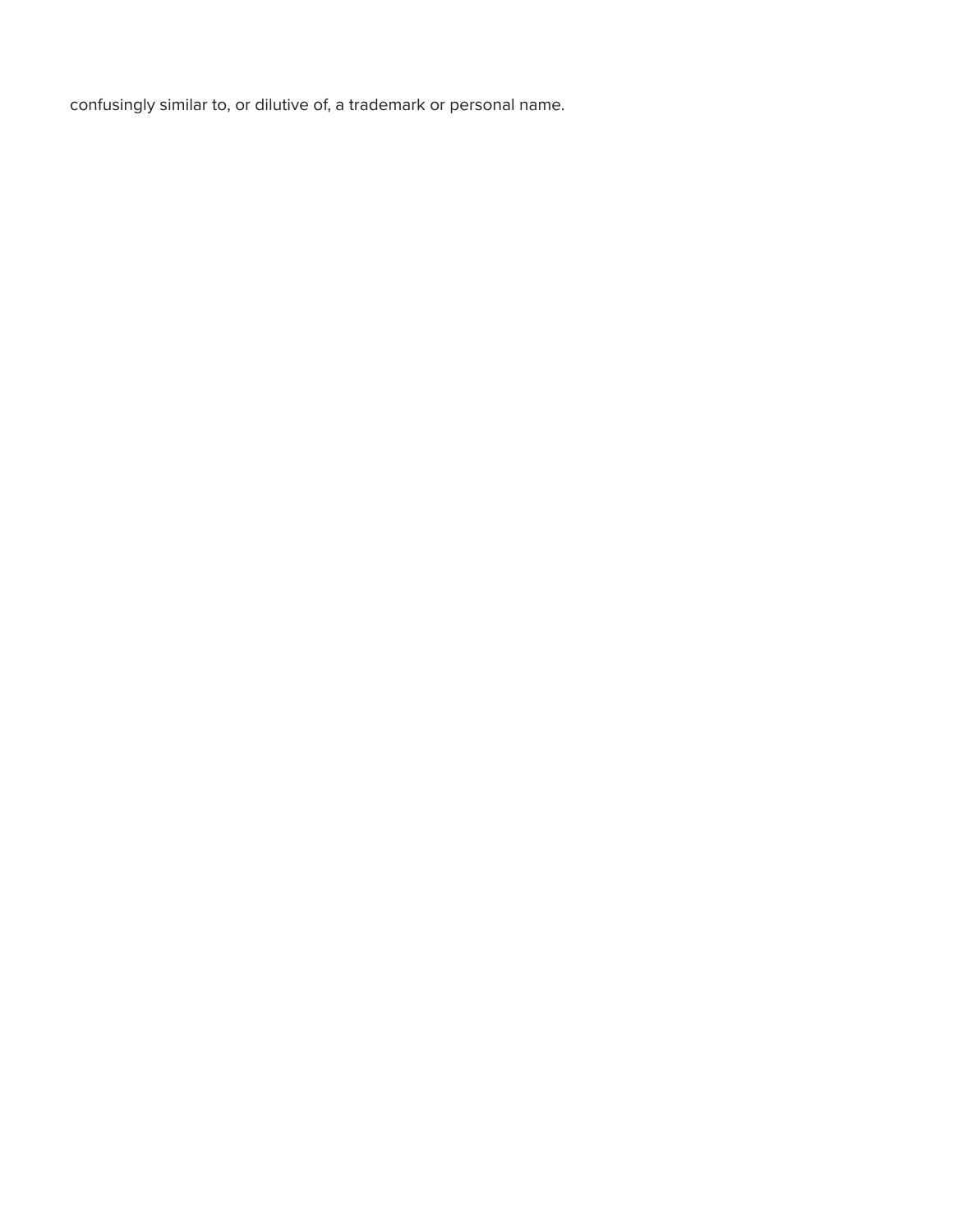confusingly similar to, or dilutive of, a trademark or personal name.